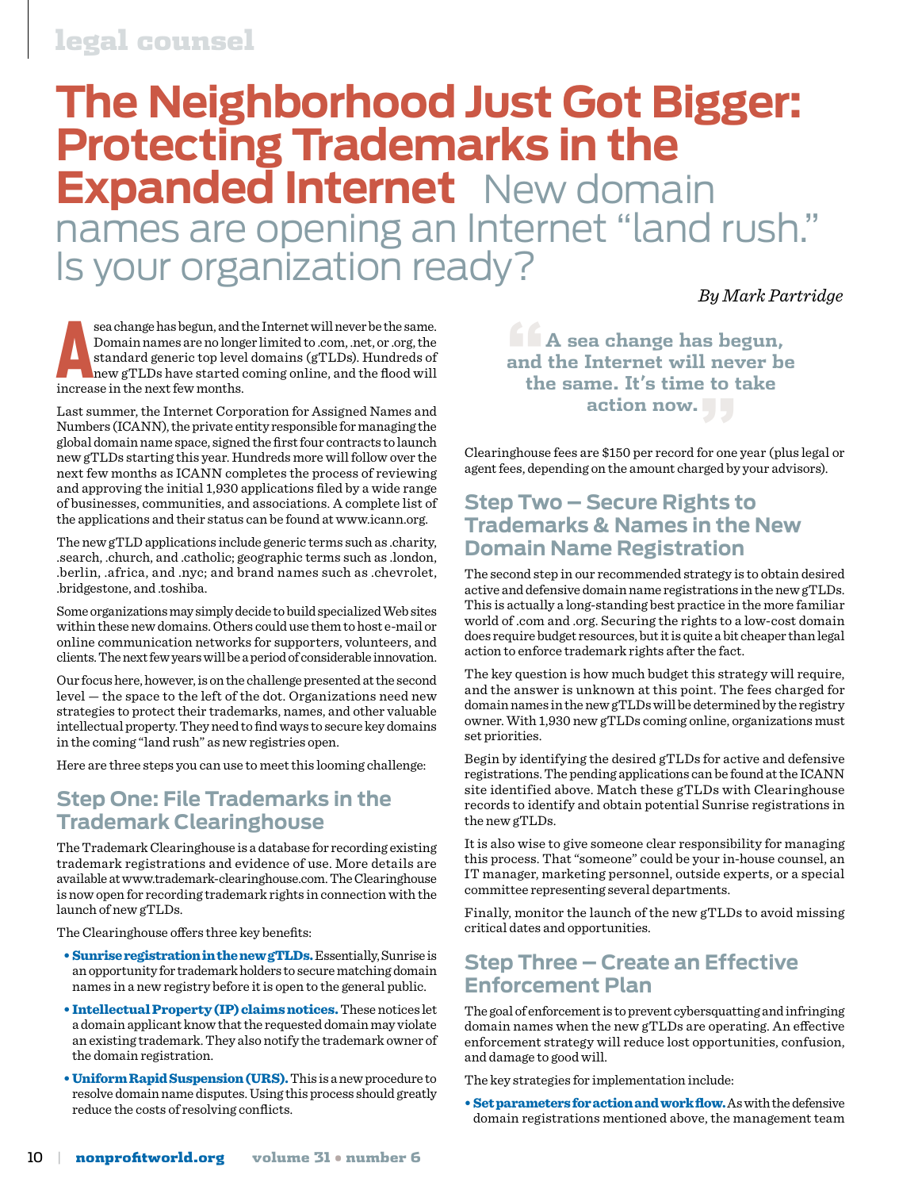# The Neighborhood Just Got Bigger: Protecting Trademarks in the Expanded Internet

## New domain names are opening an Internet "land rush." Is your organization ready?

*By Mark Partridge*

A sea change has begun, and the Internet will never be the same. Domain names are no longer limited to .com, .net, or .org, the standard generic top level domains (gTLDs). Hundreds of new gTLDs have started coming online, and the flood will increase in the next few months.

Last summer, the Internet Corporation for Assigned Names and Numbers (ICANN), the private entity responsible for managing the global domain name space, signed the first four contracts to launch new gTLDs starting this year. Hundreds more will follow over the next few months as ICANN completes the process of reviewing and approving the initial 1,930 applications filed by a wide range of businesses, communities, and associations. A complete list of the applications and their status can be found at www.icann.org.

The new gTLD applications include generic terms such as .charity, .search, .church, and .catholic; geographic terms such as .london, .berlin, .africa, and .nyc; and brand names such as .chevrolet, .bridgestone, and .toshiba.

Some organizations may simply decide to build specialized Web sites within these new domains. Others could use them to host e-mail or online communication networks for supporters, volunteers, and clients. The next few years will be a period of considerable innovation.

Our focus here, however, is on the challenge presented at the second level — the space to the left of the dot. Organizations need new strategies to protect their trademarks, names, and other valuable intellectual property. They need to find ways to secure key domains in the coming "land rush" as new registries open.

Here are three steps you can use to meet this looming challenge:

## Step One: File Trademarks in the Trademark Clearinghouse

The Trademark Clearinghouse is a database for recording existing trademark registrations and evidence of use. More details are available at www.trademark-clearinghouse.com. The Clearinghouse is now open for recording trademark rights in connection with the launch of new gTLDs.

The Clearinghouse offers three key benefits:

- **Sunrise registration in the new gTLDs.** Essentially, Sunrise is an opportunity for trademark holders to secure matching domain names in a new registry before it is open to the general public.
- **Intellectual Property (IP) claims notices.** These notices let a domain applicant know that the requested domain may violate an existing trademark. They also notify the trademark owner of the domain registration.
- **Uniform Rapid Suspension (URS).** This is a new procedure to resolve domain name disputes. Using this process should greatly reduce the costs of resolving conflicts.

> "A sea change has begun, and the Internet will never be the same. It's time to take action now."

Clearinghouse fees are $150 per record for one year (plus legal or agent fees, depending on the amount charged by your advisors).

## Step Two — Secure Rights to Trademarks & Names in the New Domain Name Registration

The second step in our recommended strategy is to obtain desired active and defensive domain name registrations in the new gTLDs. This is actually a long-standing best practice in the more familiar world of .com and .org. Securing the rights to a low-cost domain does require budget resources, but it is quite a bit cheaper than legal action to enforce trademark rights after the fact.

The key question is how much budget this strategy will require, and the answer is unknown at this point. The fees charged for domain names in the new gTLDs will be determined by the registry owner. With 1,930 new gTLDs coming online, organizations must set priorities.

Begin by identifying the desired gTLDs for active and defensive registrations. The pending applications can be found at the ICANN site identified above. Match these gTLDs with Clearinghouse records to identify and obtain potential Sunrise registrations in the new gTLDs.

It is also wise to give someone clear responsibility for managing this process. That "someone" could be your in-house counsel, an IT manager, marketing personnel, outside experts, or a special committee representing several departments.

Finally, monitor the launch of the new gTLDs to avoid missing critical dates and opportunities.

## Step Three — Create an Effective Enforcement Plan

The goal of enforcement is to prevent cybersquatting and infringing domain names when the new gTLDs are operating. An effective enforcement strategy will reduce lost opportunities, confusion, and damage to good will.

The key strategies for implementation include:

- **Set parameters for action and work flow.** As with the defensive domain registrations mentioned above, the management team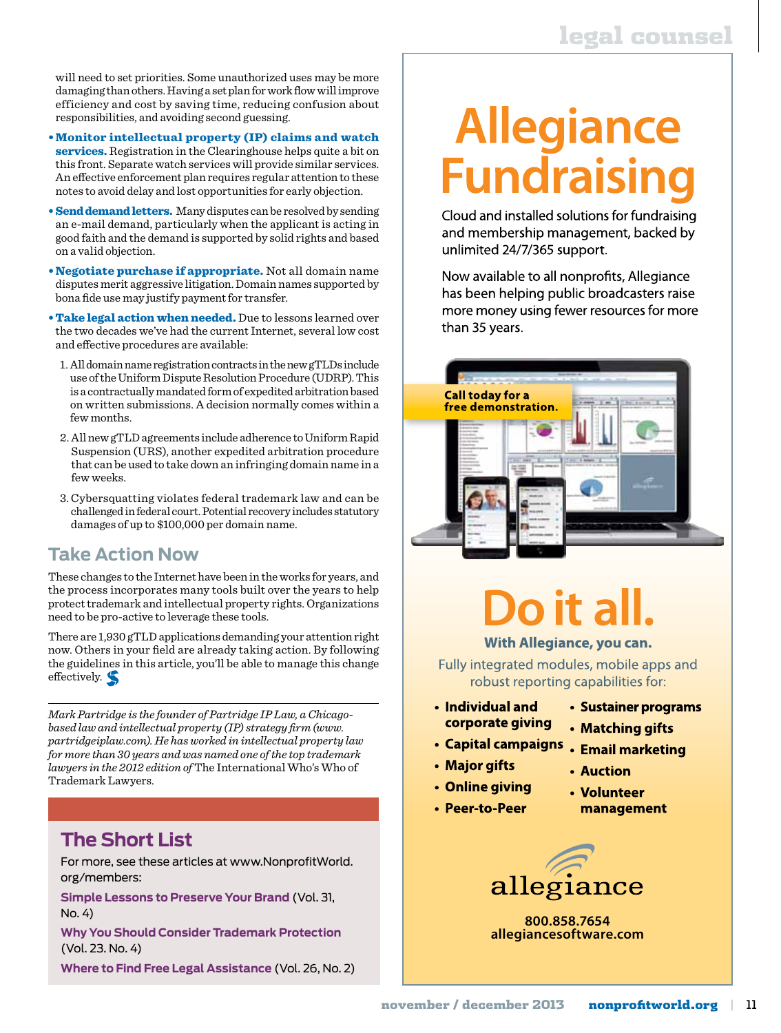will need to set priorities. Some unauthorized uses may be more damaging than others. Having a set plan for work flow will improve efficiency and cost by saving time, reducing confusion about responsibilities, and avoiding second guessing.

- **Monitor intellectual property (IP) claims and watch services.** Registration in the Clearinghouse helps quite a bit on this front. Separate watch services will provide similar services. An effective enforcement plan requires regular attention to these notes to avoid delay and lost opportunities for early objection.
- **Send demand letters.** Many disputes can be resolved by sending an e-mail demand, particularly when the applicant is acting in good faith and the demand is supported by solid rights and based on a valid objection.
- **Negotiate purchase if appropriate.** Not all domain name disputes merit aggressive litigation. Domain names supported by bona fide use may justify payment for transfer.
- **Take legal action when needed.** Due to lessons learned over the two decades we've had the current Internet, several low cost and effective procedures are available:

1. All domain name registration contracts in the new gTLDs include use of the Uniform Dispute Resolution Procedure (UDRP). This is a contractually mandated form of expedited arbitration based on written submissions. A decision normally comes within a few months.
2. All new gTLD agreements include adherence to Uniform Rapid Suspension (URS), another expedited arbitration procedure that can be used to take down an infringing domain name in a few weeks.
3. Cybersquatting violates federal trademark law and can be challenged in federal court. Potential recovery includes statutory damages of up to $100,000 per domain name.

## Take Action Now

These changes to the Internet have been in the works for years, and the process incorporates many tools built over the years to help protect trademark and intellectual property rights. Organizations need to be pro-active to leverage these tools.

There are 1,930 gTLD applications demanding your attention right now. Others in your field are already taking action. By following the guidelines in this article, you'll be able to manage this change effectively.

*Mark Partridge is the founder of Partridge IP Law, a Chicago-based law and intellectual property (IP) strategy firm (www.partridgeiplaw.com). He has worked in intellectual property law for more than 30 years and was named one of the top trademark lawyers in the 2012 edition of* The International Who's Who of Trademark Lawyers.

## The Short List

For more, see these articles at www.NonprofitWorld.org/members:

**Simple Lessons to Preserve Your Brand** (Vol. 31, No. 4)

**Why You Should Consider Trademark Protection** (Vol. 23. No. 4)

**Where to Find Free Legal Assistance** (Vol. 26, No. 2)

# Allegiance Fundraising

Cloud and installed solutions for fundraising and membership management, backed by unlimited 24/7/365 support.

Now available to all nonprofits, Allegiance has been helping public broadcasters raise more money using fewer resources for more than 35 years.

**Call today for a free demonstration.**

## Do it all.

**With Allegiance, you can.**

Fully integrated modules, mobile apps and robust reporting capabilities for:

- **Individual and corporate giving**
- **Capital campaigns**
- **Major gifts**
- **Online giving**
- **Peer-to-Peer**
- **Sustainer programs**
- **Matching gifts**
- **Email marketing**
- **Auction**
- **Volunteer management**

allegiance

**800.858.7654**
**allegiancesoftware.com**